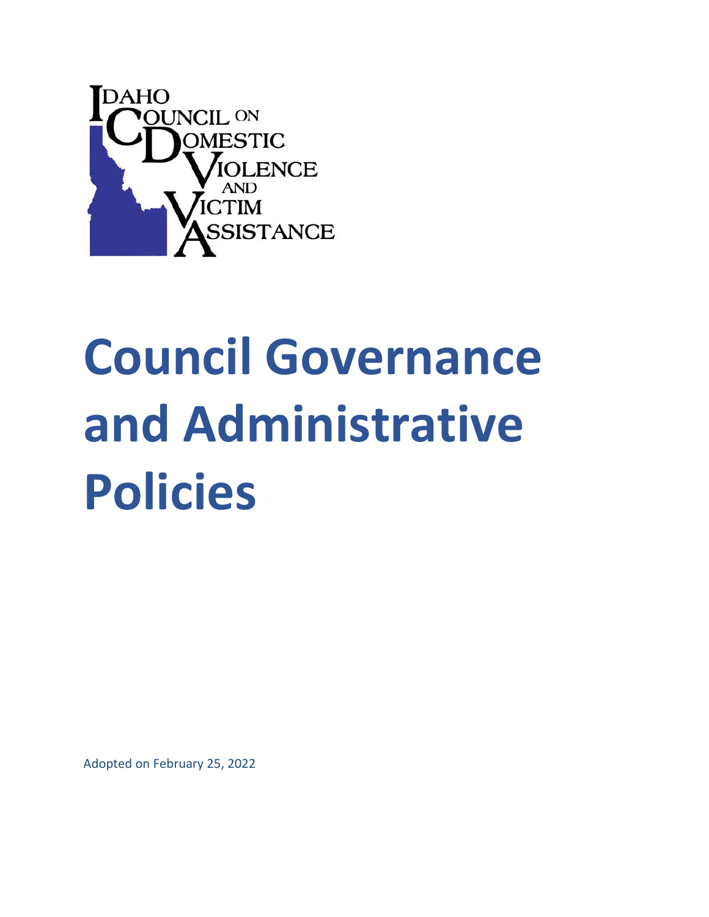Idaho Council on Domestic Violence and Victim Assistance

# Council Governance and Administrative Policies

Adopted on February 25, 2022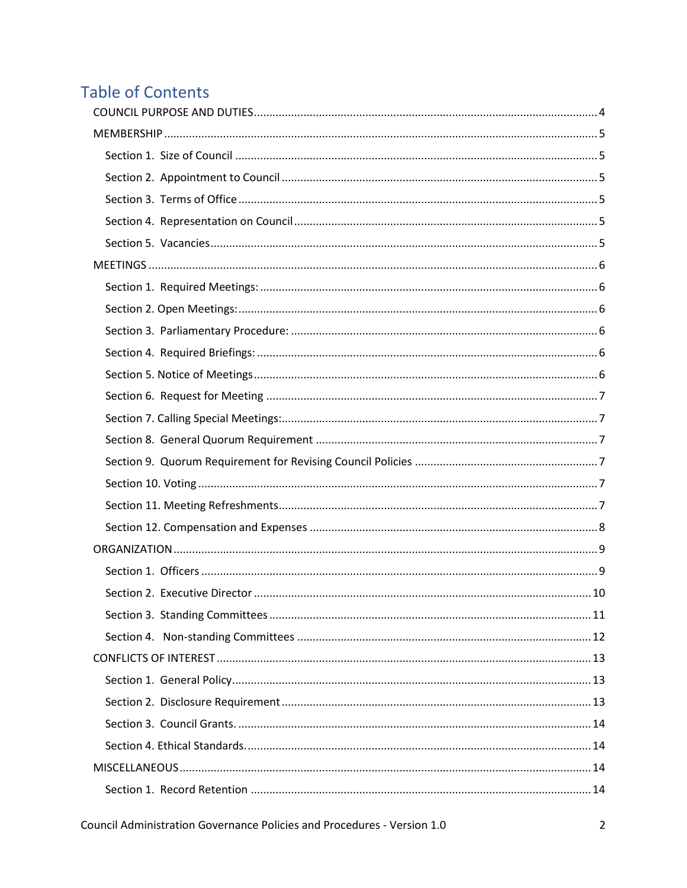# Table of Contents

- COUNCIL PURPOSE AND DUTIES .......... 4
- MEMBERSHIP .......... 5
  - Section 1. Size of Council .......... 5
  - Section 2. Appointment to Council .......... 5
  - Section 3. Terms of Office .......... 5
  - Section 4. Representation on Council .......... 5
  - Section 5. Vacancies .......... 5
- MEETINGS .......... 6
  - Section 1. Required Meetings: .......... 6
  - Section 2. Open Meetings: .......... 6
  - Section 3. Parliamentary Procedure: .......... 6
  - Section 4. Required Briefings: .......... 6
  - Section 5. Notice of Meetings .......... 6
  - Section 6. Request for Meeting .......... 7
  - Section 7. Calling Special Meetings: .......... 7
  - Section 8. General Quorum Requirement .......... 7
  - Section 9. Quorum Requirement for Revising Council Policies .......... 7
  - Section 10. Voting .......... 7
  - Section 11. Meeting Refreshments .......... 7
  - Section 12. Compensation and Expenses .......... 8
- ORGANIZATION .......... 9
  - Section 1. Officers .......... 9
  - Section 2. Executive Director .......... 10
  - Section 3. Standing Committees .......... 11
  - Section 4. Non-standing Committees .......... 12
- CONFLICTS OF INTEREST .......... 13
  - Section 1. General Policy .......... 13
  - Section 2. Disclosure Requirement .......... 13
  - Section 3. Council Grants. .......... 14
  - Section 4. Ethical Standards. .......... 14
- MISCELLANEOUS .......... 14
  - Section 1. Record Retention .......... 14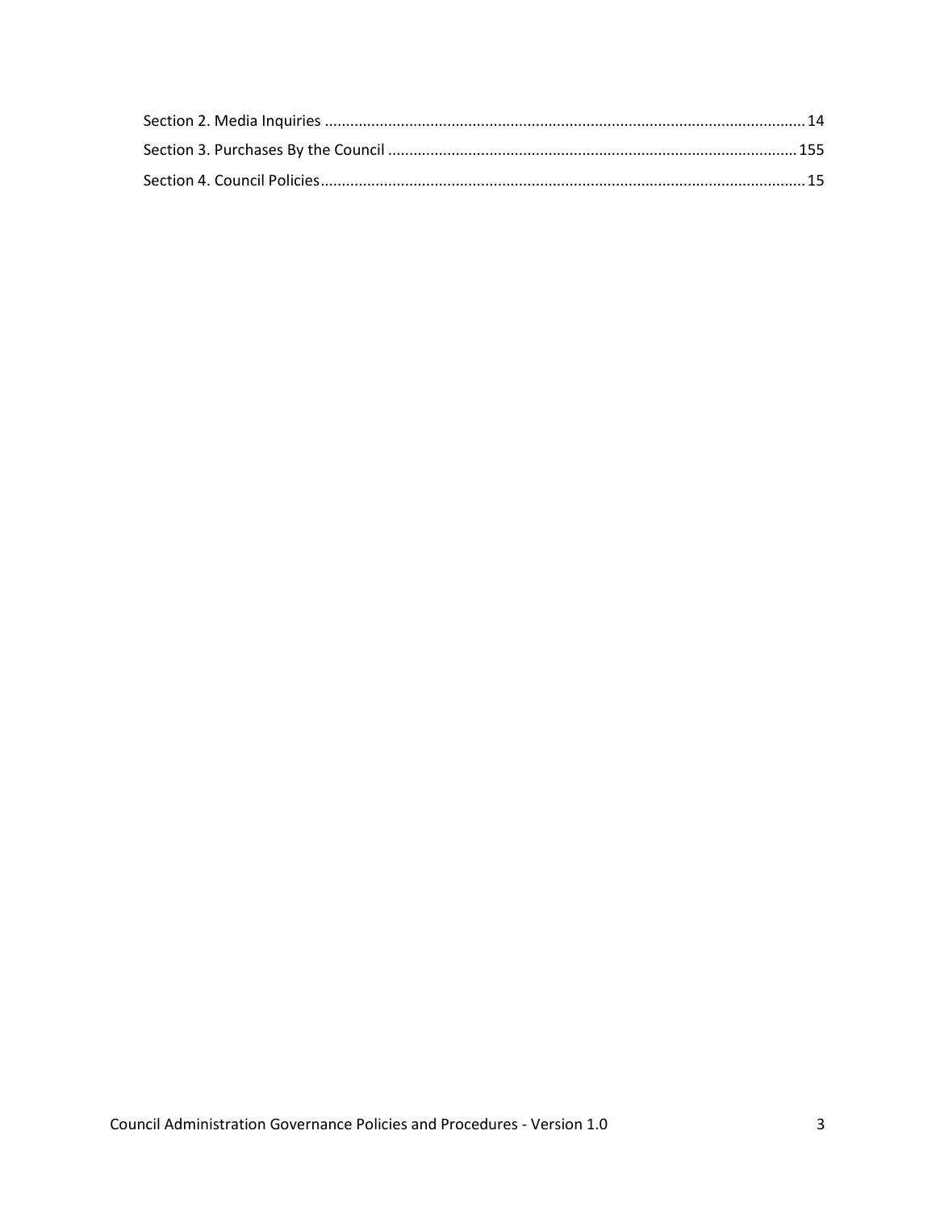Section 2. Media Inquiries ........................................................................................................................ 14

Section 3. Purchases By the Council ........................................................................................................ 155

Section 4. Council Policies.......................................................................................................................... 15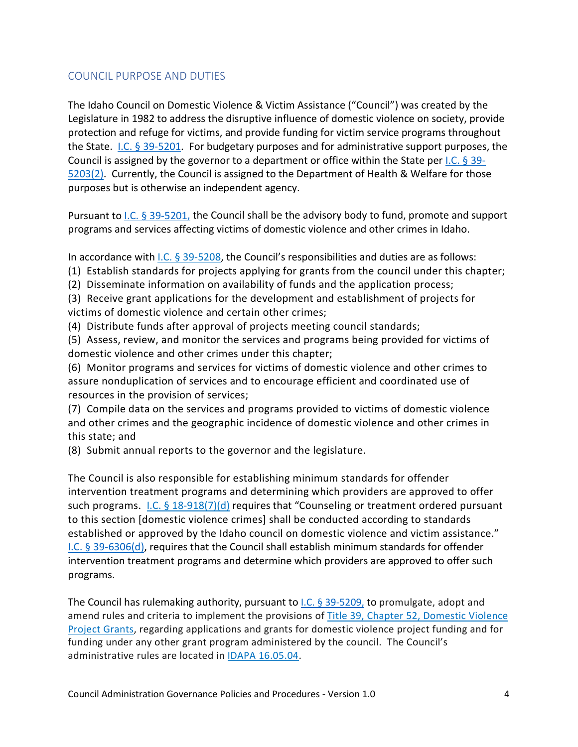## COUNCIL PURPOSE AND DUTIES

The Idaho Council on Domestic Violence & Victim Assistance ("Council") was created by the Legislature in 1982 to address the disruptive influence of domestic violence on society, provide protection and refuge for victims, and provide funding for victim service programs throughout the State. I.C. § 39-5201. For budgetary purposes and for administrative support purposes, the Council is assigned by the governor to a department or office within the State per I.C. § 39-5203(2). Currently, the Council is assigned to the Department of Health & Welfare for those purposes but is otherwise an independent agency.

Pursuant to I.C. § 39-5201, the Council shall be the advisory body to fund, promote and support programs and services affecting victims of domestic violence and other crimes in Idaho.

In accordance with I.C. § 39-5208, the Council's responsibilities and duties are as follows:

(1) Establish standards for projects applying for grants from the council under this chapter;
(2) Disseminate information on availability of funds and the application process;
(3) Receive grant applications for the development and establishment of projects for victims of domestic violence and certain other crimes;
(4) Distribute funds after approval of projects meeting council standards;
(5) Assess, review, and monitor the services and programs being provided for victims of domestic violence and other crimes under this chapter;
(6) Monitor programs and services for victims of domestic violence and other crimes to assure nonduplication of services and to encourage efficient and coordinated use of resources in the provision of services;
(7) Compile data on the services and programs provided to victims of domestic violence and other crimes and the geographic incidence of domestic violence and other crimes in this state; and
(8) Submit annual reports to the governor and the legislature.

The Council is also responsible for establishing minimum standards for offender intervention treatment programs and determining which providers are approved to offer such programs. I.C. § 18-918(7)(d) requires that "Counseling or treatment ordered pursuant to this section [domestic violence crimes] shall be conducted according to standards established or approved by the Idaho council on domestic violence and victim assistance." I.C. § 39-6306(d), requires that the Council shall establish minimum standards for offender intervention treatment programs and determine which providers are approved to offer such programs.

The Council has rulemaking authority, pursuant to I.C. § 39-5209, to promulgate, adopt and amend rules and criteria to implement the provisions of Title 39, Chapter 52, Domestic Violence Project Grants, regarding applications and grants for domestic violence project funding and for funding under any other grant program administered by the council. The Council's administrative rules are located in IDAPA 16.05.04.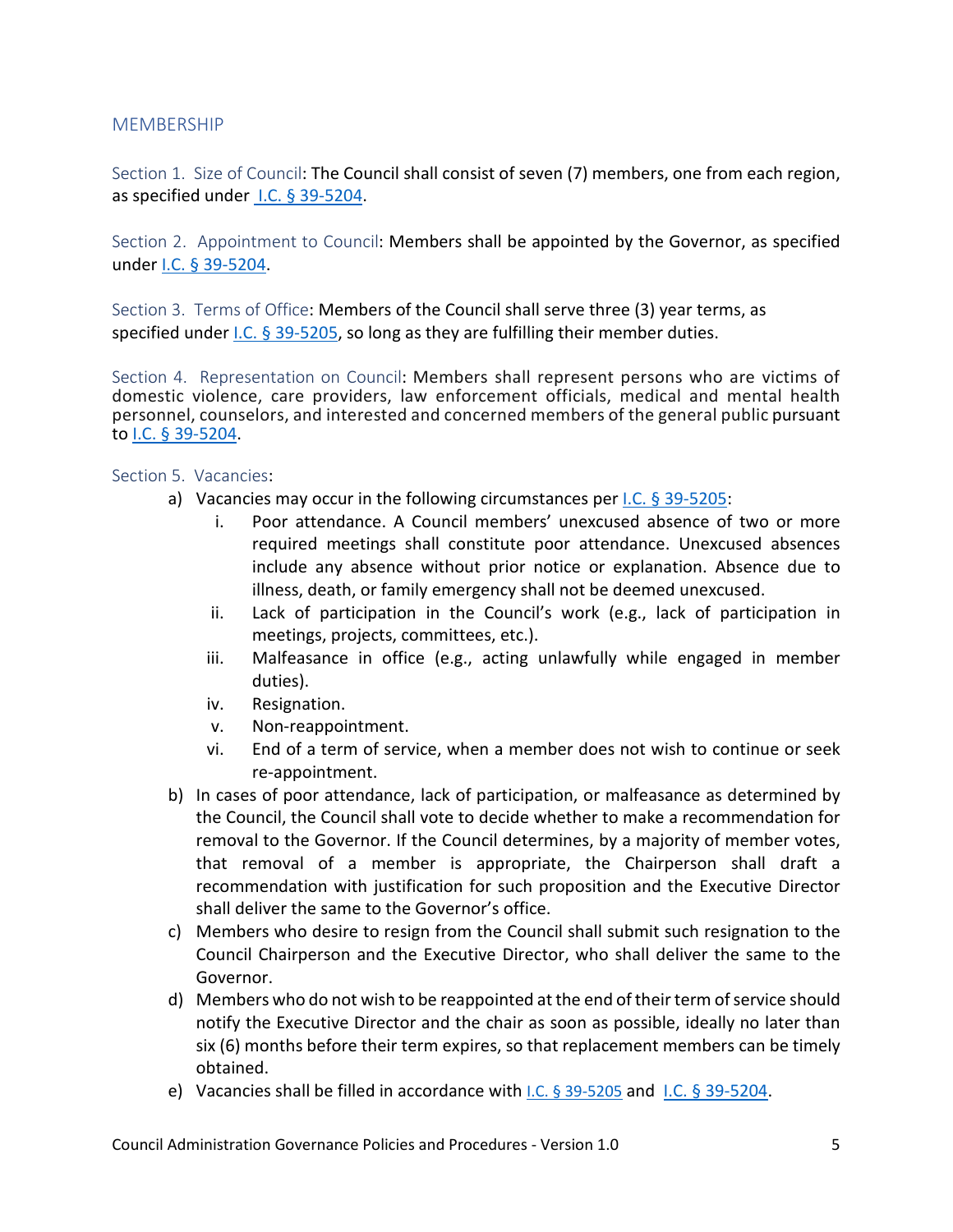## MEMBERSHIP

Section 1. Size of Council: The Council shall consist of seven (7) members, one from each region, as specified under I.C. § 39-5204.

Section 2. Appointment to Council: Members shall be appointed by the Governor, as specified under I.C. § 39-5204.

Section 3. Terms of Office: Members of the Council shall serve three (3) year terms, as specified under I.C. § 39-5205, so long as they are fulfilling their member duties.

Section 4. Representation on Council: Members shall represent persons who are victims of domestic violence, care providers, law enforcement officials, medical and mental health personnel, counselors, and interested and concerned members of the general public pursuant to I.C. § 39-5204.

Section 5. Vacancies:

a) Vacancies may occur in the following circumstances per I.C. § 39-5205:
   i. Poor attendance. A Council members' unexcused absence of two or more required meetings shall constitute poor attendance. Unexcused absences include any absence without prior notice or explanation. Absence due to illness, death, or family emergency shall not be deemed unexcused.
   ii. Lack of participation in the Council's work (e.g., lack of participation in meetings, projects, committees, etc.).
   iii. Malfeasance in office (e.g., acting unlawfully while engaged in member duties).
   iv. Resignation.
   v. Non-reappointment.
   vi. End of a term of service, when a member does not wish to continue or seek re-appointment.
b) In cases of poor attendance, lack of participation, or malfeasance as determined by the Council, the Council shall vote to decide whether to make a recommendation for removal to the Governor. If the Council determines, by a majority of member votes, that removal of a member is appropriate, the Chairperson shall draft a recommendation with justification for such proposition and the Executive Director shall deliver the same to the Governor's office.
c) Members who desire to resign from the Council shall submit such resignation to the Council Chairperson and the Executive Director, who shall deliver the same to the Governor.
d) Members who do not wish to be reappointed at the end of their term of service should notify the Executive Director and the chair as soon as possible, ideally no later than six (6) months before their term expires, so that replacement members can be timely obtained.
e) Vacancies shall be filled in accordance with I.C. § 39-5205 and I.C. § 39-5204.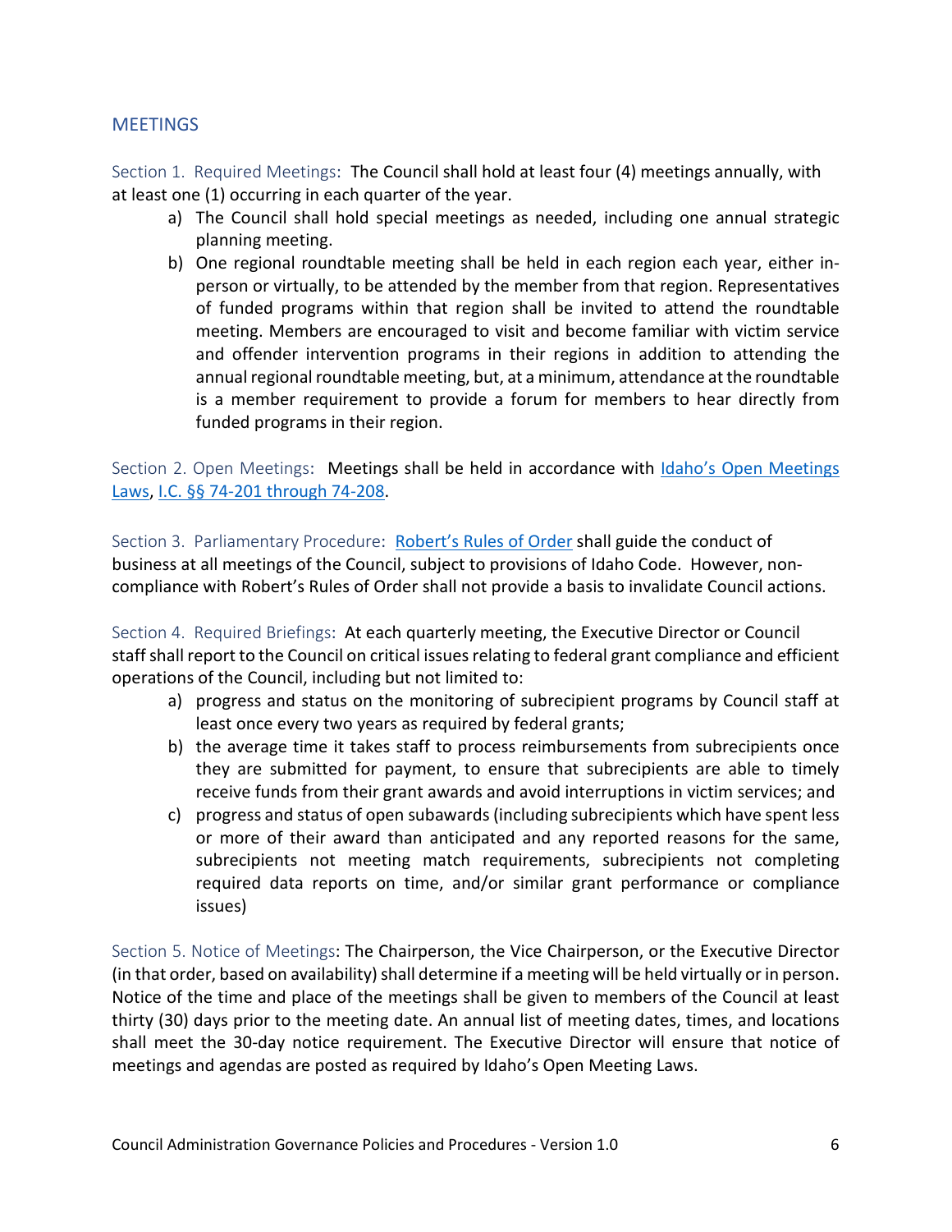## MEETINGS

Section 1. Required Meetings: The Council shall hold at least four (4) meetings annually, with at least one (1) occurring in each quarter of the year.

a) The Council shall hold special meetings as needed, including one annual strategic planning meeting.
b) One regional roundtable meeting shall be held in each region each year, either in-person or virtually, to be attended by the member from that region. Representatives of funded programs within that region shall be invited to attend the roundtable meeting. Members are encouraged to visit and become familiar with victim service and offender intervention programs in their regions in addition to attending the annual regional roundtable meeting, but, at a minimum, attendance at the roundtable is a member requirement to provide a forum for members to hear directly from funded programs in their region.

Section 2. Open Meetings: Meetings shall be held in accordance with [Idaho's Open Meetings Laws](), [I.C. §§ 74-201 through 74-208]().

Section 3. Parliamentary Procedure: [Robert's Rules of Order]() shall guide the conduct of business at all meetings of the Council, subject to provisions of Idaho Code. However, non-compliance with Robert's Rules of Order shall not provide a basis to invalidate Council actions.

Section 4. Required Briefings: At each quarterly meeting, the Executive Director or Council staff shall report to the Council on critical issues relating to federal grant compliance and efficient operations of the Council, including but not limited to:

a) progress and status on the monitoring of subrecipient programs by Council staff at least once every two years as required by federal grants;
b) the average time it takes staff to process reimbursements from subrecipients once they are submitted for payment, to ensure that subrecipients are able to timely receive funds from their grant awards and avoid interruptions in victim services; and
c) progress and status of open subawards (including subrecipients which have spent less or more of their award than anticipated and any reported reasons for the same, subrecipients not meeting match requirements, subrecipients not completing required data reports on time, and/or similar grant performance or compliance issues)

Section 5. Notice of Meetings: The Chairperson, the Vice Chairperson, or the Executive Director (in that order, based on availability) shall determine if a meeting will be held virtually or in person. Notice of the time and place of the meetings shall be given to members of the Council at least thirty (30) days prior to the meeting date. An annual list of meeting dates, times, and locations shall meet the 30-day notice requirement. The Executive Director will ensure that notice of meetings and agendas are posted as required by Idaho's Open Meeting Laws.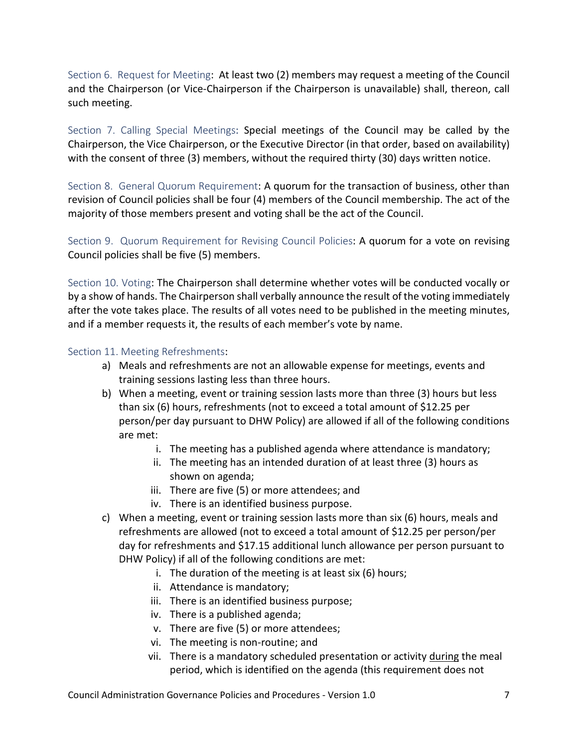Section 6. Request for Meeting: At least two (2) members may request a meeting of the Council and the Chairperson (or Vice-Chairperson if the Chairperson is unavailable) shall, thereon, call such meeting.

Section 7. Calling Special Meetings: Special meetings of the Council may be called by the Chairperson, the Vice Chairperson, or the Executive Director (in that order, based on availability) with the consent of three (3) members, without the required thirty (30) days written notice.

Section 8. General Quorum Requirement: A quorum for the transaction of business, other than revision of Council policies shall be four (4) members of the Council membership. The act of the majority of those members present and voting shall be the act of the Council.

Section 9. Quorum Requirement for Revising Council Policies: A quorum for a vote on revising Council policies shall be five (5) members.

Section 10. Voting: The Chairperson shall determine whether votes will be conducted vocally or by a show of hands. The Chairperson shall verbally announce the result of the voting immediately after the vote takes place. The results of all votes need to be published in the meeting minutes, and if a member requests it, the results of each member's vote by name.

Section 11. Meeting Refreshments:

a) Meals and refreshments are not an allowable expense for meetings, events and training sessions lasting less than three hours.
b) When a meeting, event or training session lasts more than three (3) hours but less than six (6) hours, refreshments (not to exceed a total amount of $12.25 per person/per day pursuant to DHW Policy) are allowed if all of the following conditions are met:
    i. The meeting has a published agenda where attendance is mandatory;
    ii. The meeting has an intended duration of at least three (3) hours as shown on agenda;
    iii. There are five (5) or more attendees; and
    iv. There is an identified business purpose.
c) When a meeting, event or training session lasts more than six (6) hours, meals and refreshments are allowed (not to exceed a total amount of $12.25 per person/per day for refreshments and $17.15 additional lunch allowance per person pursuant to DHW Policy) if all of the following conditions are met:
    i. The duration of the meeting is at least six (6) hours;
    ii. Attendance is mandatory;
    iii. There is an identified business purpose;
    iv. There is a published agenda;
    v. There are five (5) or more attendees;
    vi. The meeting is non-routine; and
    vii. There is a mandatory scheduled presentation or activity <u>during</u> the meal period, which is identified on the agenda (this requirement does not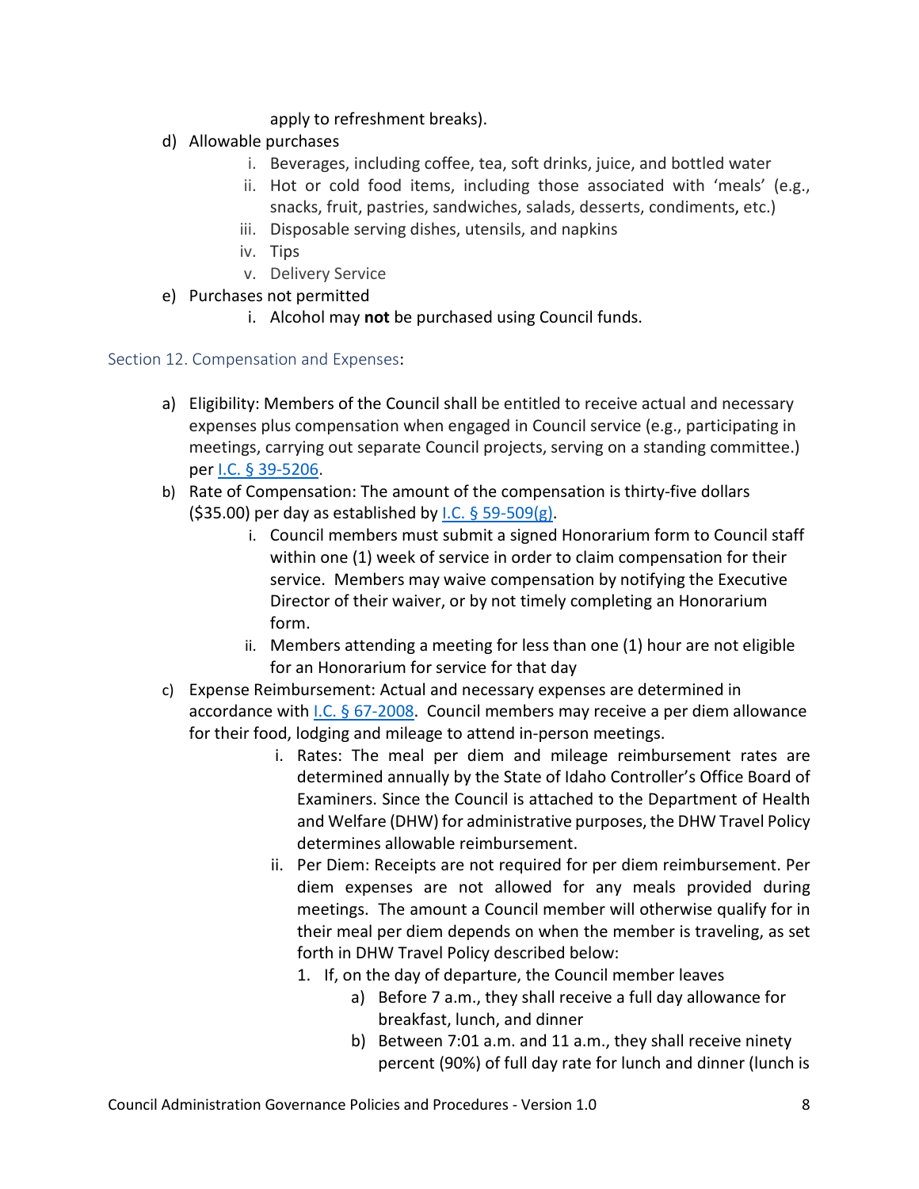apply to refreshment breaks).

d) Allowable purchases
   i. Beverages, including coffee, tea, soft drinks, juice, and bottled water
   ii. Hot or cold food items, including those associated with 'meals' (e.g., snacks, fruit, pastries, sandwiches, salads, desserts, condiments, etc.)
   iii. Disposable serving dishes, utensils, and napkins
   iv. Tips
   v. Delivery Service

e) Purchases not permitted
   i. Alcohol may **not** be purchased using Council funds.

## Section 12. Compensation and Expenses:

a) Eligibility: Members of the Council shall be entitled to receive actual and necessary expenses plus compensation when engaged in Council service (e.g., participating in meetings, carrying out separate Council projects, serving on a standing committee.) per I.C. § 39-5206.

b) Rate of Compensation: The amount of the compensation is thirty-five dollars ($35.00) per day as established by I.C. § 59-509(g).
   i. Council members must submit a signed Honorarium form to Council staff within one (1) week of service in order to claim compensation for their service. Members may waive compensation by notifying the Executive Director of their waiver, or by not timely completing an Honorarium form.
   ii. Members attending a meeting for less than one (1) hour are not eligible for an Honorarium for service for that day

c) Expense Reimbursement: Actual and necessary expenses are determined in accordance with I.C. § 67-2008. Council members may receive a per diem allowance for their food, lodging and mileage to attend in-person meetings.
   i. Rates: The meal per diem and mileage reimbursement rates are determined annually by the State of Idaho Controller's Office Board of Examiners. Since the Council is attached to the Department of Health and Welfare (DHW) for administrative purposes, the DHW Travel Policy determines allowable reimbursement.
   ii. Per Diem: Receipts are not required for per diem reimbursement. Per diem expenses are not allowed for any meals provided during meetings. The amount a Council member will otherwise qualify for in their meal per diem depends on when the member is traveling, as set forth in DHW Travel Policy described below:
      1. If, on the day of departure, the Council member leaves
         a) Before 7 a.m., they shall receive a full day allowance for breakfast, lunch, and dinner
         b) Between 7:01 a.m. and 11 a.m., they shall receive ninety percent (90%) of full day rate for lunch and dinner (lunch is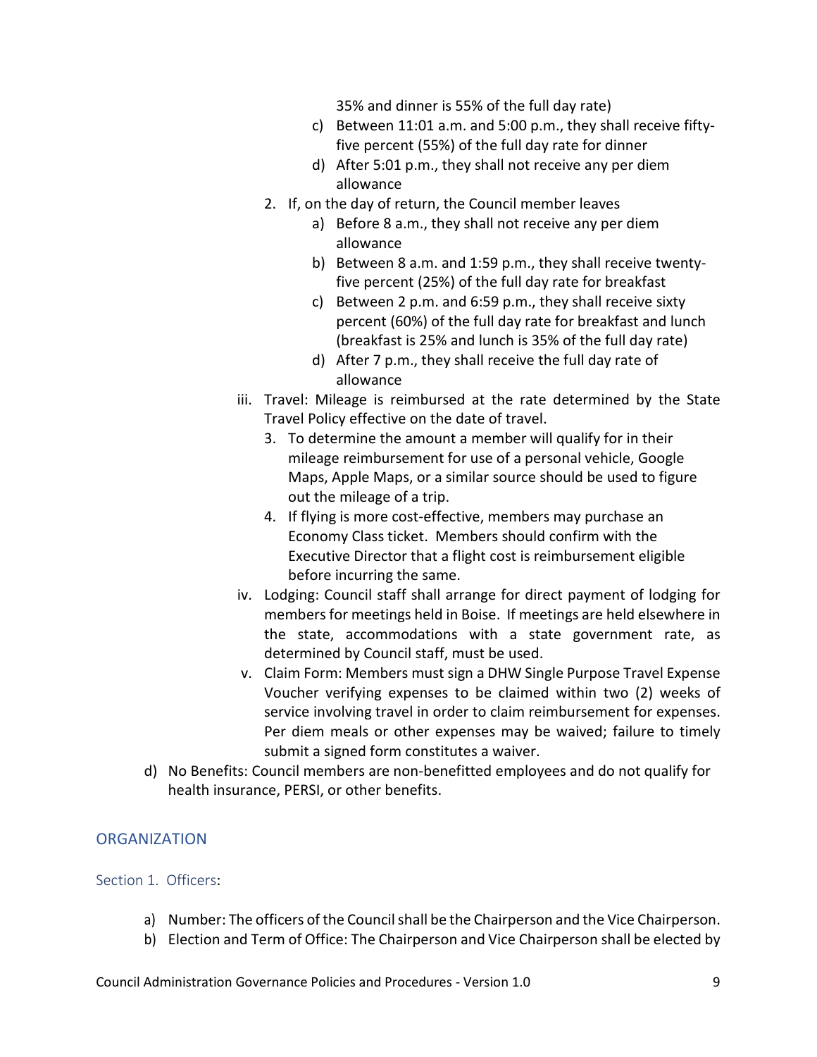35% and dinner is 55% of the full day rate)

   c) Between 11:01 a.m. and 5:00 p.m., they shall receive fifty-five percent (55%) of the full day rate for dinner
   d) After 5:01 p.m., they shall not receive any per diem allowance

2. If, on the day of return, the Council member leaves
   a) Before 8 a.m., they shall not receive any per diem allowance
   b) Between 8 a.m. and 1:59 p.m., they shall receive twenty-five percent (25%) of the full day rate for breakfast
   c) Between 2 p.m. and 6:59 p.m., they shall receive sixty percent (60%) of the full day rate for breakfast and lunch (breakfast is 25% and lunch is 35% of the full day rate)
   d) After 7 p.m., they shall receive the full day rate of allowance

iii. Travel: Mileage is reimbursed at the rate determined by the State Travel Policy effective on the date of travel.

3. To determine the amount a member will qualify for in their mileage reimbursement for use of a personal vehicle, Google Maps, Apple Maps, or a similar source should be used to figure out the mileage of a trip.
4. If flying is more cost-effective, members may purchase an Economy Class ticket. Members should confirm with the Executive Director that a flight cost is reimbursement eligible before incurring the same.

iv. Lodging: Council staff shall arrange for direct payment of lodging for members for meetings held in Boise. If meetings are held elsewhere in the state, accommodations with a state government rate, as determined by Council staff, must be used.

v. Claim Form: Members must sign a DHW Single Purpose Travel Expense Voucher verifying expenses to be claimed within two (2) weeks of service involving travel in order to claim reimbursement for expenses. Per diem meals or other expenses may be waived; failure to timely submit a signed form constitutes a waiver.

d) No Benefits: Council members are non-benefitted employees and do not qualify for health insurance, PERSI, or other benefits.

## ORGANIZATION

### Section 1. Officers:

a) Number: The officers of the Council shall be the Chairperson and the Vice Chairperson.
b) Election and Term of Office: The Chairperson and Vice Chairperson shall be elected by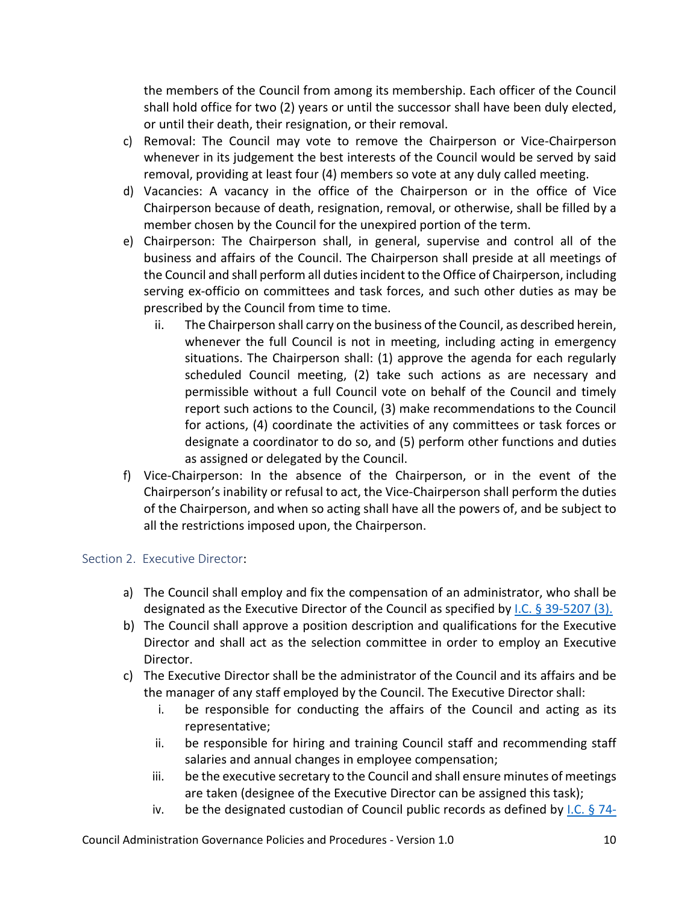the members of the Council from among its membership. Each officer of the Council shall hold office for two (2) years or until the successor shall have been duly elected, or until their death, their resignation, or their removal.

c) Removal: The Council may vote to remove the Chairperson or Vice-Chairperson whenever in its judgement the best interests of the Council would be served by said removal, providing at least four (4) members so vote at any duly called meeting.

d) Vacancies: A vacancy in the office of the Chairperson or in the office of Vice Chairperson because of death, resignation, removal, or otherwise, shall be filled by a member chosen by the Council for the unexpired portion of the term.

e) Chairperson: The Chairperson shall, in general, supervise and control all of the business and affairs of the Council. The Chairperson shall preside at all meetings of the Council and shall perform all duties incident to the Office of Chairperson, including serving ex-officio on committees and task forces, and such other duties as may be prescribed by the Council from time to time.

   ii. The Chairperson shall carry on the business of the Council, as described herein, whenever the full Council is not in meeting, including acting in emergency situations. The Chairperson shall: (1) approve the agenda for each regularly scheduled Council meeting, (2) take such actions as are necessary and permissible without a full Council vote on behalf of the Council and timely report such actions to the Council, (3) make recommendations to the Council for actions, (4) coordinate the activities of any committees or task forces or designate a coordinator to do so, and (5) perform other functions and duties as assigned or delegated by the Council.

f) Vice-Chairperson: In the absence of the Chairperson, or in the event of the Chairperson's inability or refusal to act, the Vice-Chairperson shall perform the duties of the Chairperson, and when so acting shall have all the powers of, and be subject to all the restrictions imposed upon, the Chairperson.

## Section 2. Executive Director:

a) The Council shall employ and fix the compensation of an administrator, who shall be designated as the Executive Director of the Council as specified by I.C. § 39-5207 (3).

b) The Council shall approve a position description and qualifications for the Executive Director and shall act as the selection committee in order to employ an Executive Director.

c) The Executive Director shall be the administrator of the Council and its affairs and be the manager of any staff employed by the Council. The Executive Director shall:

   i. be responsible for conducting the affairs of the Council and acting as its representative;

   ii. be responsible for hiring and training Council staff and recommending staff salaries and annual changes in employee compensation;

   iii. be the executive secretary to the Council and shall ensure minutes of meetings are taken (designee of the Executive Director can be assigned this task);

   iv. be the designated custodian of Council public records as defined by I.C. § 74-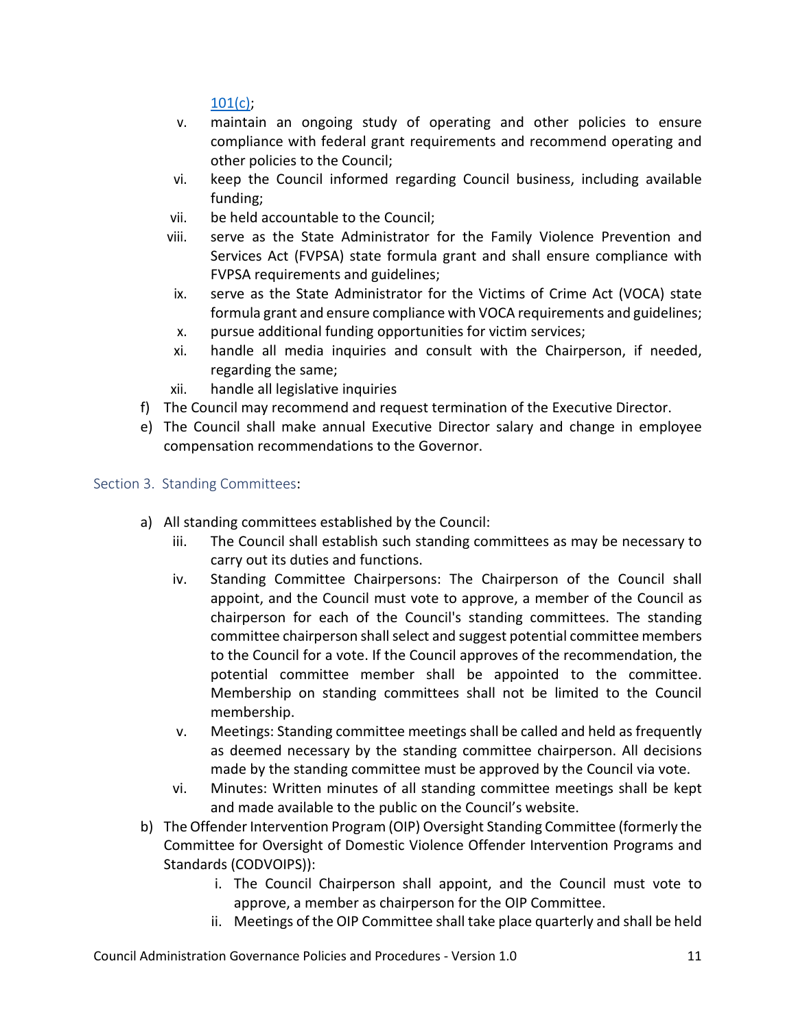101(c);

v. maintain an ongoing study of operating and other policies to ensure compliance with federal grant requirements and recommend operating and other policies to the Council;
vi. keep the Council informed regarding Council business, including available funding;
vii. be held accountable to the Council;
viii. serve as the State Administrator for the Family Violence Prevention and Services Act (FVPSA) state formula grant and shall ensure compliance with FVPSA requirements and guidelines;
ix. serve as the State Administrator for the Victims of Crime Act (VOCA) state formula grant and ensure compliance with VOCA requirements and guidelines;
x. pursue additional funding opportunities for victim services;
xi. handle all media inquiries and consult with the Chairperson, if needed, regarding the same;
xii. handle all legislative inquiries

f) The Council may recommend and request termination of the Executive Director.

e) The Council shall make annual Executive Director salary and change in employee compensation recommendations to the Governor.

### Section 3. Standing Committees:

a) All standing committees established by the Council:

iii. The Council shall establish such standing committees as may be necessary to carry out its duties and functions.

iv. Standing Committee Chairpersons: The Chairperson of the Council shall appoint, and the Council must vote to approve, a member of the Council as chairperson for each of the Council's standing committees. The standing committee chairperson shall select and suggest potential committee members to the Council for a vote. If the Council approves of the recommendation, the potential committee member shall be appointed to the committee. Membership on standing committees shall not be limited to the Council membership.

v. Meetings: Standing committee meetings shall be called and held as frequently as deemed necessary by the standing committee chairperson. All decisions made by the standing committee must be approved by the Council via vote.

vi. Minutes: Written minutes of all standing committee meetings shall be kept and made available to the public on the Council's website.

b) The Offender Intervention Program (OIP) Oversight Standing Committee (formerly the Committee for Oversight of Domestic Violence Offender Intervention Programs and Standards (CODVOIPS)):

i. The Council Chairperson shall appoint, and the Council must vote to approve, a member as chairperson for the OIP Committee.

ii. Meetings of the OIP Committee shall take place quarterly and shall be held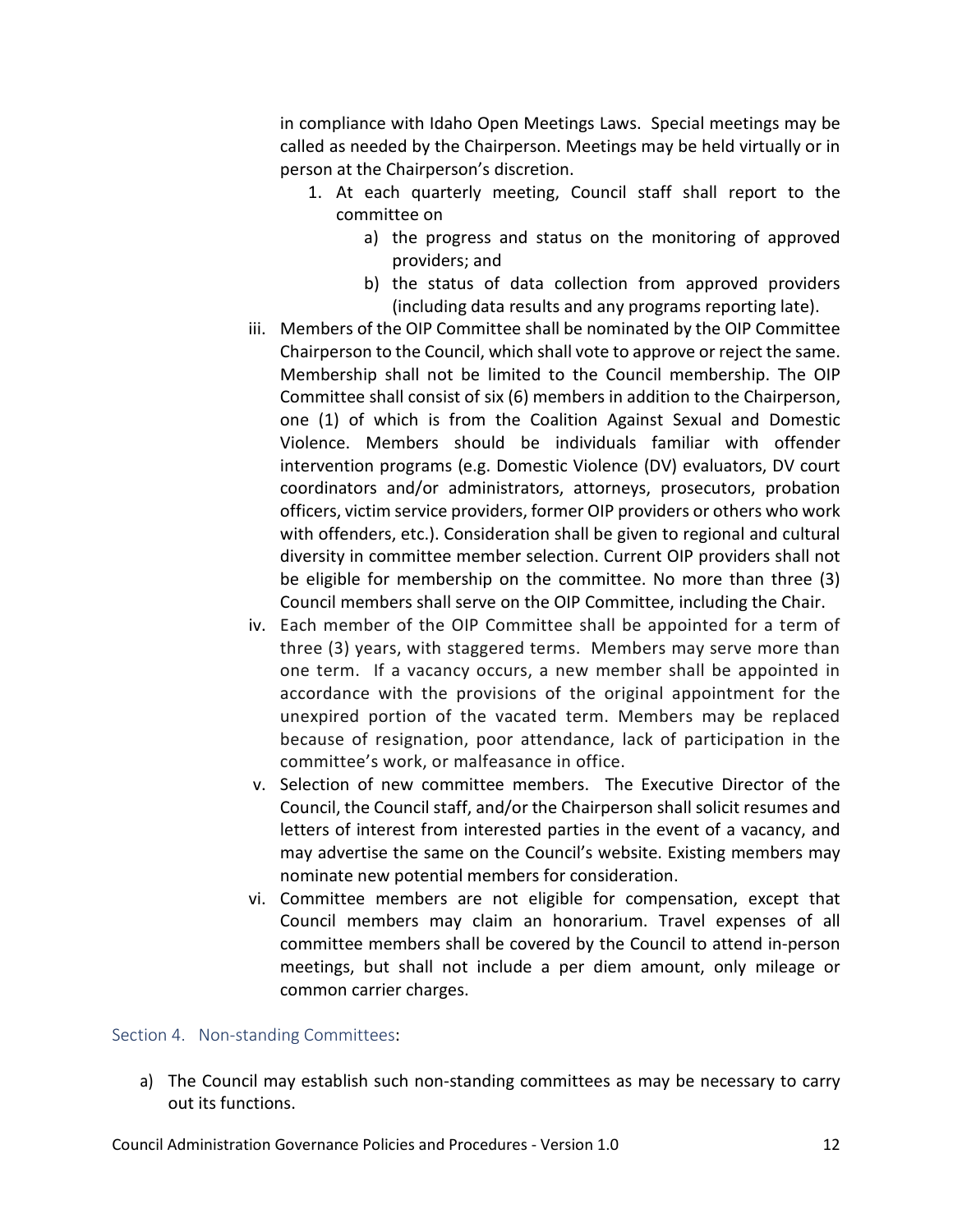in compliance with Idaho Open Meetings Laws. Special meetings may be called as needed by the Chairperson. Meetings may be held virtually or in person at the Chairperson's discretion.

1. At each quarterly meeting, Council staff shall report to the committee on
    a) the progress and status on the monitoring of approved providers; and
    b) the status of data collection from approved providers (including data results and any programs reporting late).

iii. Members of the OIP Committee shall be nominated by the OIP Committee Chairperson to the Council, which shall vote to approve or reject the same. Membership shall not be limited to the Council membership. The OIP Committee shall consist of six (6) members in addition to the Chairperson, one (1) of which is from the Coalition Against Sexual and Domestic Violence. Members should be individuals familiar with offender intervention programs (e.g. Domestic Violence (DV) evaluators, DV court coordinators and/or administrators, attorneys, prosecutors, probation officers, victim service providers, former OIP providers or others who work with offenders, etc.). Consideration shall be given to regional and cultural diversity in committee member selection. Current OIP providers shall not be eligible for membership on the committee. No more than three (3) Council members shall serve on the OIP Committee, including the Chair.

iv. Each member of the OIP Committee shall be appointed for a term of three (3) years, with staggered terms. Members may serve more than one term. If a vacancy occurs, a new member shall be appointed in accordance with the provisions of the original appointment for the unexpired portion of the vacated term. Members may be replaced because of resignation, poor attendance, lack of participation in the committee's work, or malfeasance in office.

v. Selection of new committee members. The Executive Director of the Council, the Council staff, and/or the Chairperson shall solicit resumes and letters of interest from interested parties in the event of a vacancy, and may advertise the same on the Council's website. Existing members may nominate new potential members for consideration.

vi. Committee members are not eligible for compensation, except that Council members may claim an honorarium. Travel expenses of all committee members shall be covered by the Council to attend in-person meetings, but shall not include a per diem amount, only mileage or common carrier charges.

### Section 4. Non-standing Committees:

a) The Council may establish such non-standing committees as may be necessary to carry out its functions.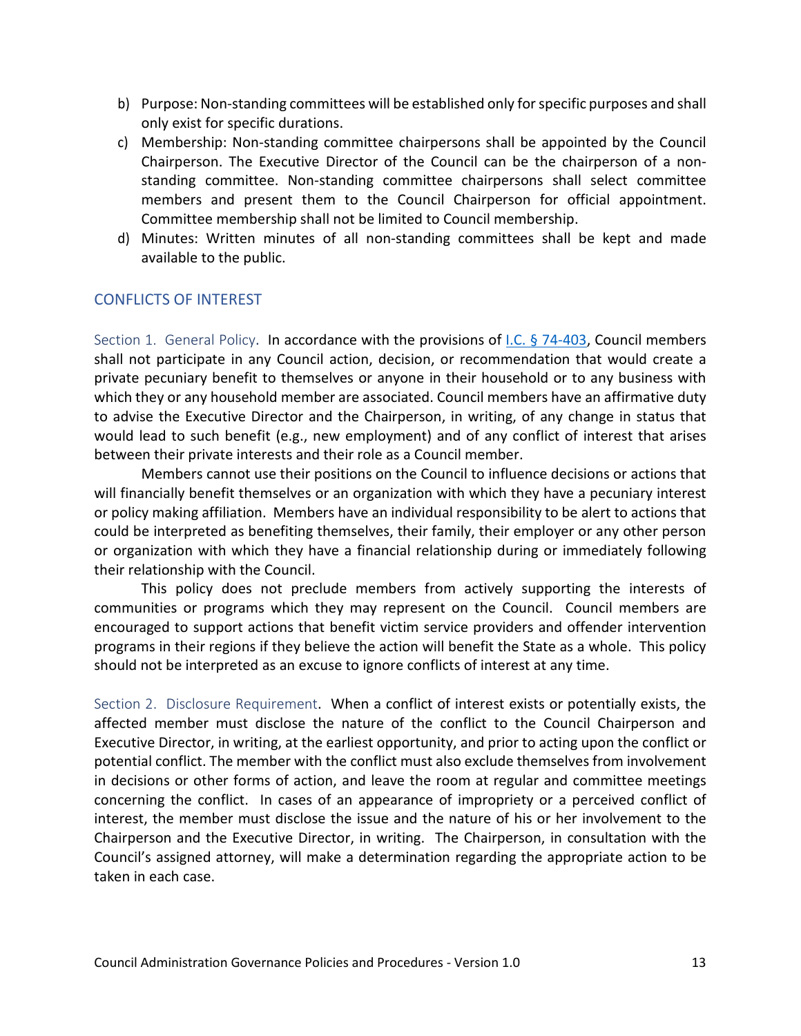b) Purpose: Non-standing committees will be established only for specific purposes and shall only exist for specific durations.
c) Membership: Non-standing committee chairpersons shall be appointed by the Council Chairperson. The Executive Director of the Council can be the chairperson of a non-standing committee. Non-standing committee chairpersons shall select committee members and present them to the Council Chairperson for official appointment. Committee membership shall not be limited to Council membership.
d) Minutes: Written minutes of all non-standing committees shall be kept and made available to the public.

## CONFLICTS OF INTEREST

Section 1. General Policy. In accordance with the provisions of I.C. § 74-403, Council members shall not participate in any Council action, decision, or recommendation that would create a private pecuniary benefit to themselves or anyone in their household or to any business with which they or any household member are associated. Council members have an affirmative duty to advise the Executive Director and the Chairperson, in writing, of any change in status that would lead to such benefit (e.g., new employment) and of any conflict of interest that arises between their private interests and their role as a Council member.

Members cannot use their positions on the Council to influence decisions or actions that will financially benefit themselves or an organization with which they have a pecuniary interest or policy making affiliation. Members have an individual responsibility to be alert to actions that could be interpreted as benefiting themselves, their family, their employer or any other person or organization with which they have a financial relationship during or immediately following their relationship with the Council.

This policy does not preclude members from actively supporting the interests of communities or programs which they may represent on the Council. Council members are encouraged to support actions that benefit victim service providers and offender intervention programs in their regions if they believe the action will benefit the State as a whole. This policy should not be interpreted as an excuse to ignore conflicts of interest at any time.

Section 2. Disclosure Requirement. When a conflict of interest exists or potentially exists, the affected member must disclose the nature of the conflict to the Council Chairperson and Executive Director, in writing, at the earliest opportunity, and prior to acting upon the conflict or potential conflict. The member with the conflict must also exclude themselves from involvement in decisions or other forms of action, and leave the room at regular and committee meetings concerning the conflict. In cases of an appearance of impropriety or a perceived conflict of interest, the member must disclose the issue and the nature of his or her involvement to the Chairperson and the Executive Director, in writing. The Chairperson, in consultation with the Council's assigned attorney, will make a determination regarding the appropriate action to be taken in each case.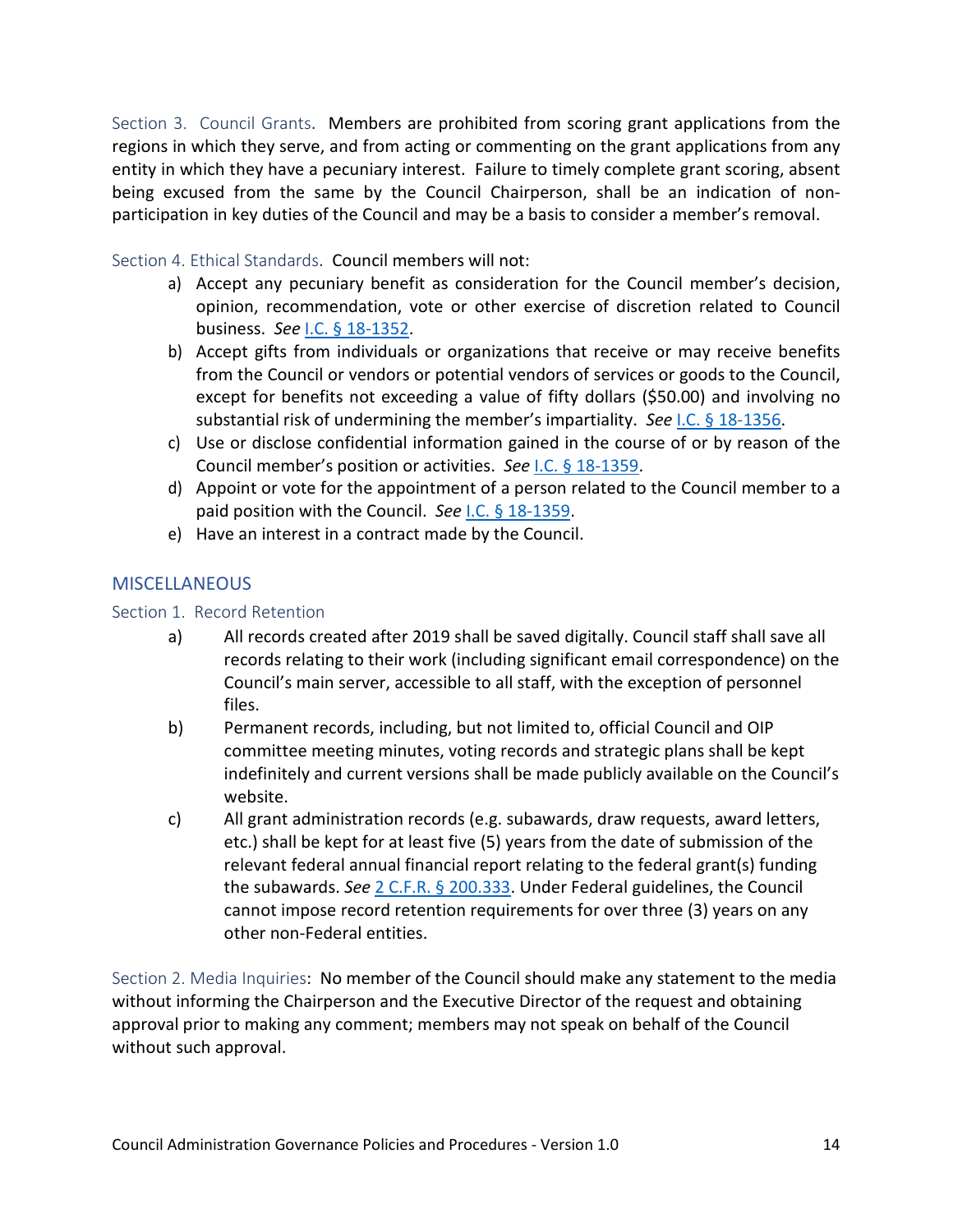### Section 3. Council Grants.

Members are prohibited from scoring grant applications from the regions in which they serve, and from acting or commenting on the grant applications from any entity in which they have a pecuniary interest. Failure to timely complete grant scoring, absent being excused from the same by the Council Chairperson, shall be an indication of non-participation in key duties of the Council and may be a basis to consider a member's removal.

### Section 4. Ethical Standards.

Council members will not:

a) Accept any pecuniary benefit as consideration for the Council member's decision, opinion, recommendation, vote or other exercise of discretion related to Council business. *See* I.C. § 18-1352.
b) Accept gifts from individuals or organizations that receive or may receive benefits from the Council or vendors or potential vendors of services or goods to the Council, except for benefits not exceeding a value of fifty dollars ($50.00) and involving no substantial risk of undermining the member's impartiality. *See* I.C. § 18-1356.
c) Use or disclose confidential information gained in the course of or by reason of the Council member's position or activities. *See* I.C. § 18-1359.
d) Appoint or vote for the appointment of a person related to the Council member to a paid position with the Council. *See* I.C. § 18-1359.
e) Have an interest in a contract made by the Council.

## MISCELLANEOUS

### Section 1. Record Retention

a) All records created after 2019 shall be saved digitally. Council staff shall save all records relating to their work (including significant email correspondence) on the Council's main server, accessible to all staff, with the exception of personnel files.
b) Permanent records, including, but not limited to, official Council and OIP committee meeting minutes, voting records and strategic plans shall be kept indefinitely and current versions shall be made publicly available on the Council's website.
c) All grant administration records (e.g. subawards, draw requests, award letters, etc.) shall be kept for at least five (5) years from the date of submission of the relevant federal annual financial report relating to the federal grant(s) funding the subawards. *See* 2 C.F.R. § 200.333. Under Federal guidelines, the Council cannot impose record retention requirements for over three (3) years on any other non-Federal entities.

### Section 2. Media Inquiries:

No member of the Council should make any statement to the media without informing the Chairperson and the Executive Director of the request and obtaining approval prior to making any comment; members may not speak on behalf of the Council without such approval.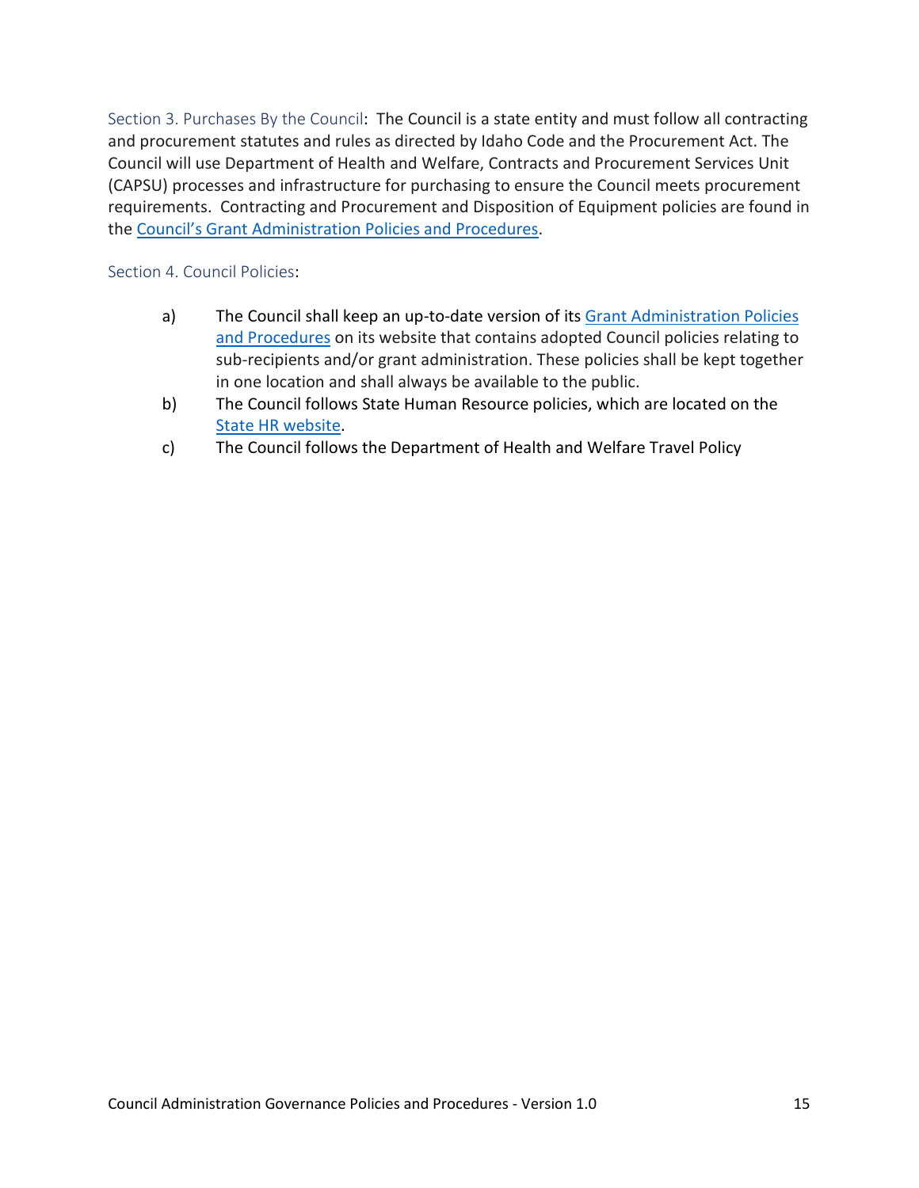Section 3. Purchases By the Council: The Council is a state entity and must follow all contracting and procurement statutes and rules as directed by Idaho Code and the Procurement Act. The Council will use Department of Health and Welfare, Contracts and Procurement Services Unit (CAPSU) processes and infrastructure for purchasing to ensure the Council meets procurement requirements. Contracting and Procurement and Disposition of Equipment policies are found in the Council's Grant Administration Policies and Procedures.

Section 4. Council Policies:

a) The Council shall keep an up-to-date version of its Grant Administration Policies and Procedures on its website that contains adopted Council policies relating to sub-recipients and/or grant administration. These policies shall be kept together in one location and shall always be available to the public.

b) The Council follows State Human Resource policies, which are located on the State HR website.

c) The Council follows the Department of Health and Welfare Travel Policy